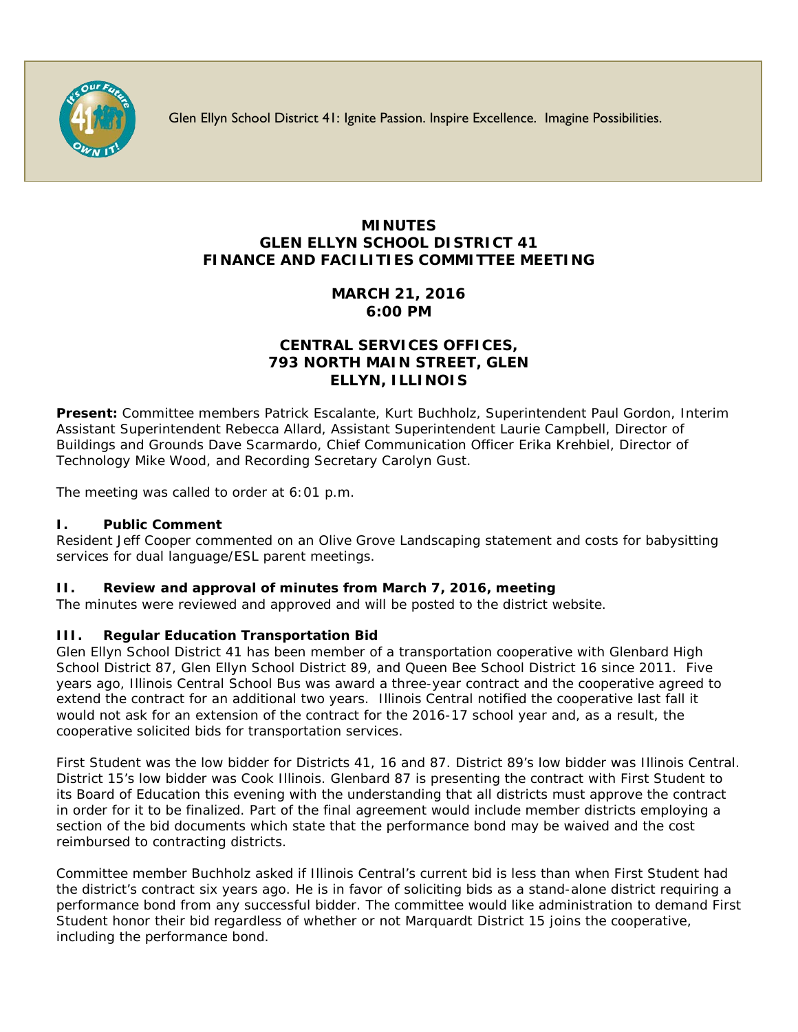Glen Ellyn School District 41: Ignite Passion. Inspire Excellence. Imagine Possibilities.

# MINUTES
# GLEN ELLYN SCHOOL DISTRICT 41
# FINANCE AND FACILITIES COMMITTEE MEETING

## MARCH 21, 2016
## 6:00 PM

## CENTRAL SERVICES OFFICES, 793 NORTH MAIN STREET, GLEN ELLYN, ILLINOIS

**Present:** Committee members Patrick Escalante, Kurt Buchholz, Superintendent Paul Gordon, Interim Assistant Superintendent Rebecca Allard, Assistant Superintendent Laurie Campbell, Director of Buildings and Grounds Dave Scarmardo, Chief Communication Officer Erika Krehbiel, Director of Technology Mike Wood, and Recording Secretary Carolyn Gust.

The meeting was called to order at 6:01 p.m.

### I. Public Comment

Resident Jeff Cooper commented on an Olive Grove Landscaping statement and costs for babysitting services for dual language/ESL parent meetings.

### II. Review and approval of minutes from March 7, 2016, meeting

The minutes were reviewed and approved and will be posted to the district website.

### III. Regular Education Transportation Bid

Glen Ellyn School District 41 has been member of a transportation cooperative with Glenbard High School District 87, Glen Ellyn School District 89, and Queen Bee School District 16 since 2011. Five years ago, Illinois Central School Bus was award a three-year contract and the cooperative agreed to extend the contract for an additional two years. Illinois Central notified the cooperative last fall it would not ask for an extension of the contract for the 2016-17 school year and, as a result, the cooperative solicited bids for transportation services.

First Student was the low bidder for Districts 41, 16 and 87. District 89's low bidder was Illinois Central. District 15's low bidder was Cook Illinois. Glenbard 87 is presenting the contract with First Student to its Board of Education this evening with the understanding that all districts must approve the contract in order for it to be finalized. Part of the final agreement would include member districts employing a section of the bid documents which state that the performance bond may be waived and the cost reimbursed to contracting districts.

Committee member Buchholz asked if Illinois Central's current bid is less than when First Student had the district's contract six years ago. He is in favor of soliciting bids as a stand-alone district requiring a performance bond from any successful bidder. The committee would like administration to demand First Student honor their bid regardless of whether or not Marquardt District 15 joins the cooperative, including the performance bond.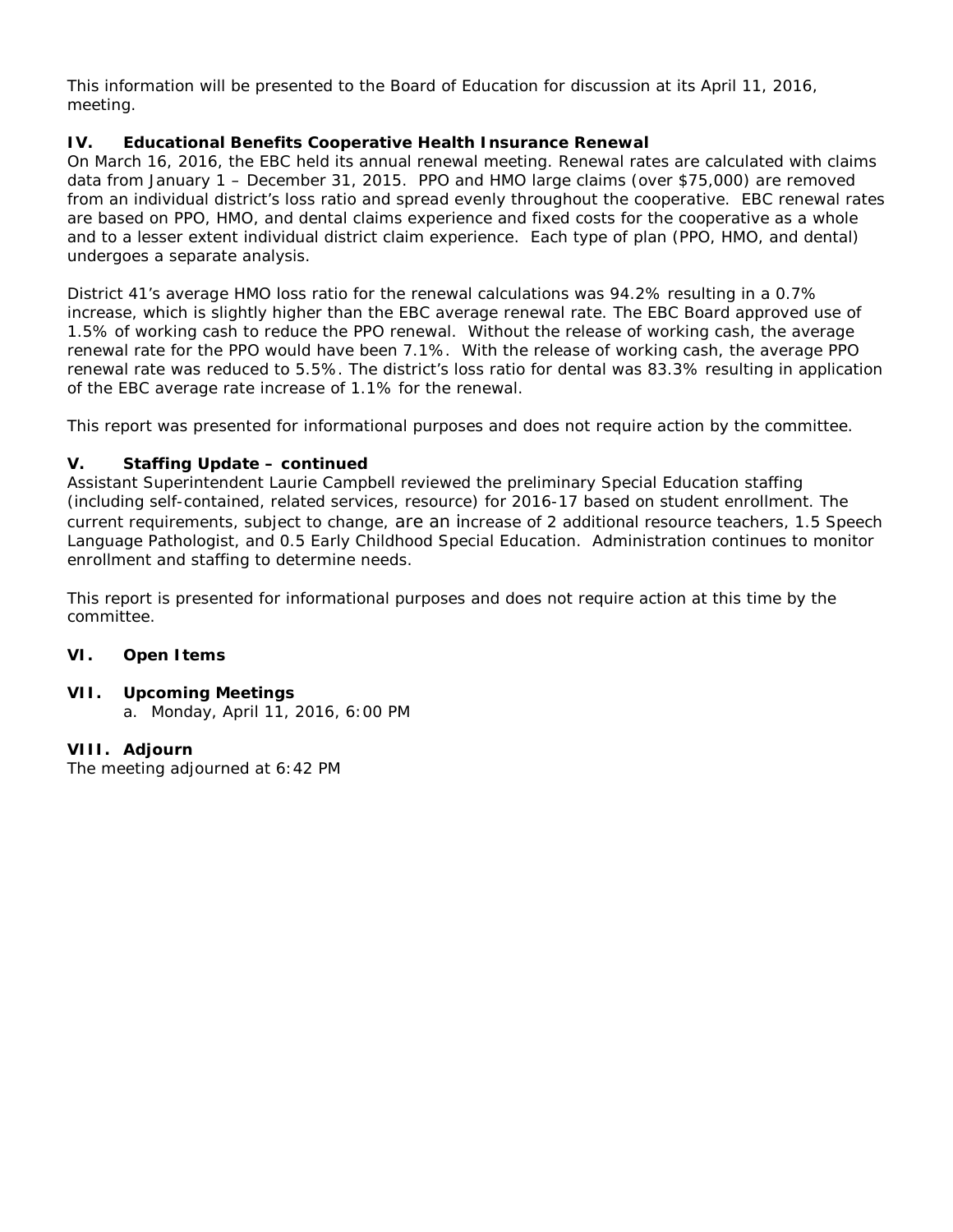This information will be presented to the Board of Education for discussion at its April 11, 2016, meeting.

## IV. Educational Benefits Cooperative Health Insurance Renewal

On March 16, 2016, the EBC held its annual renewal meeting. Renewal rates are calculated with claims data from January 1 – December 31, 2015. PPO and HMO large claims (over $75,000) are removed from an individual district's loss ratio and spread evenly throughout the cooperative. EBC renewal rates are based on PPO, HMO, and dental claims experience and fixed costs for the cooperative as a whole and to a lesser extent individual district claim experience. Each type of plan (PPO, HMO, and dental) undergoes a separate analysis.

District 41's average HMO loss ratio for the renewal calculations was 94.2% resulting in a 0.7% increase, which is slightly higher than the EBC average renewal rate. The EBC Board approved use of 1.5% of working cash to reduce the PPO renewal. Without the release of working cash, the average renewal rate for the PPO would have been 7.1%. With the release of working cash, the average PPO renewal rate was reduced to 5.5%. The district's loss ratio for dental was 83.3% resulting in application of the EBC average rate increase of 1.1% for the renewal.

This report was presented for informational purposes and does not require action by the committee.

## V. Staffing Update – continued

Assistant Superintendent Laurie Campbell reviewed the preliminary Special Education staffing (including self-contained, related services, resource) for 2016-17 based on student enrollment. The current requirements, subject to change, are an increase of 2 additional resource teachers, 1.5 Speech Language Pathologist, and 0.5 Early Childhood Special Education. Administration continues to monitor enrollment and staffing to determine needs.

This report is presented for informational purposes and does not require action at this time by the committee.

## VI. Open Items

## VII. Upcoming Meetings

a. Monday, April 11, 2016, 6:00 PM

## VIII. Adjourn

The meeting adjourned at 6:42 PM